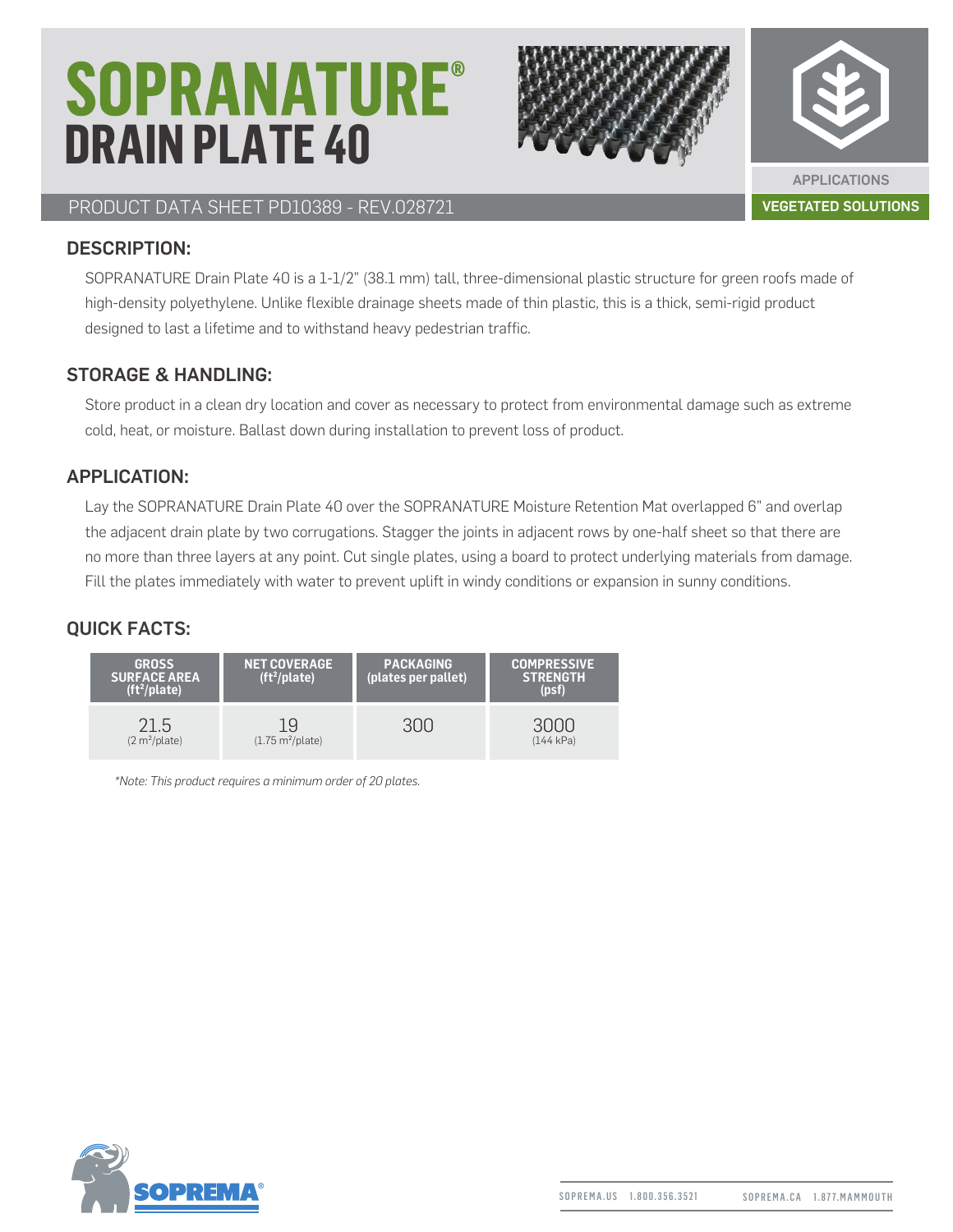# SOPRANATURE® DRAIN PLATE 40

PRODUCT DATA SHEET PD10389 - REV.028721

APPLICATIONS

VEGETATED SOLUTIONS

## DESCRIPTION:

SOPRANATURE Drain Plate 40 is a 1-1/2" (38.1 mm) tall, three-dimensional plastic structure for green roofs made of high-density polyethylene. Unlike flexible drainage sheets made of thin plastic, this is a thick, semi-rigid product designed to last a lifetime and to withstand heavy pedestrian traffic.

## STORAGE & HANDLING:

Store product in a clean dry location and cover as necessary to protect from environmental damage such as extreme cold, heat, or moisture. Ballast down during installation to prevent loss of product.

## APPLICATION:

Lay the SOPRANATURE Drain Plate 40 over the SOPRANATURE Moisture Retention Mat overlapped 6" and overlap the adjacent drain plate by two corrugations. Stagger the joints in adjacent rows by one-half sheet so that there are no more than three layers at any point. Cut single plates, using a board to protect underlying materials from damage. Fill the plates immediately with water to prevent uplift in windy conditions or expansion in sunny conditions.

## QUICK FACTS:

| GROSS SURFACE AREA ($ft^2$/plate) | NET COVERAGE ($ft^2$/plate) | PACKAGING (plates per pallet) | COMPRESSIVE STRENGTH (psf) |
|---|---|---|---|
| 21.5 (2 $m^2$/plate) | 19 (1.75 $m^2$/plate) | 300 | 3000 (144 kPa) |

*\*Note: This product requires a minimum order of 20 plates.*

SOPREMA

SOPREMA.US 1.800.356.3521 SOPREMA.CA 1.877.MAMMOUTH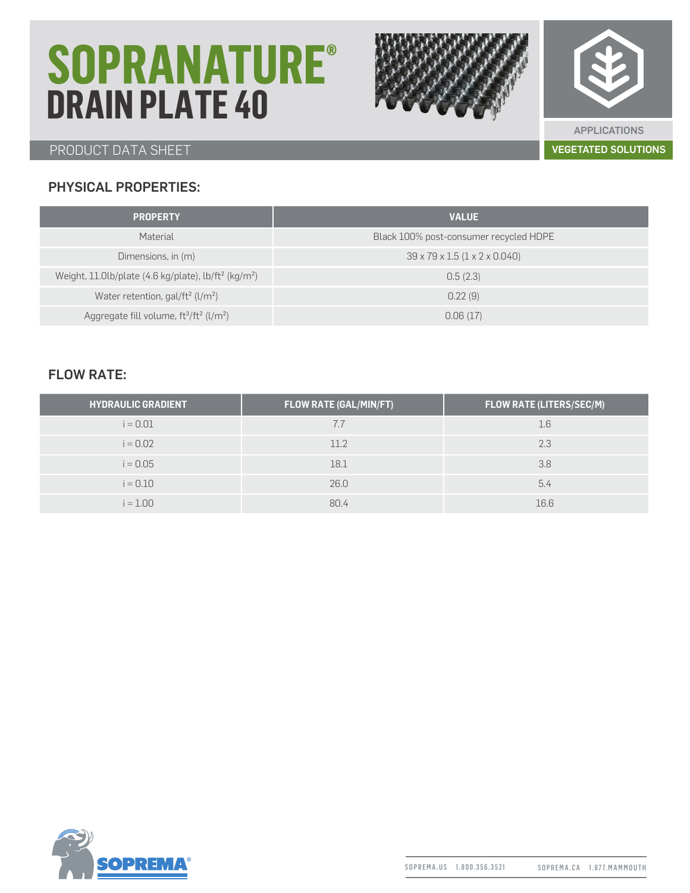# SOPRANATURE®
## DRAIN PLATE 40

PRODUCT DATA SHEET

APPLICATIONS

VEGETATED SOLUTIONS

### PHYSICAL PROPERTIES:

| PROPERTY | VALUE |
|---|---|
| Material | Black 100% post-consumer recycled HDPE |
| Dimensions, in (m) | 39 x 79 x 1.5 (1 x 2 x 0.040) |
| Weight, 11.0lb/plate (4.6 kg/plate), $lb/ft^2$ ($kg/m^2$) | 0.5 (2.3) |
| Water retention, $gal/ft^2$ ($l/m^2$) | 0.22 (9) |
| Aggregate fill volume, $ft^3/ft^2$ ($l/m^2$) | 0.06 (17) |

### FLOW RATE:

| HYDRAULIC GRADIENT | FLOW RATE (GAL/MIN/FT) | FLOW RATE (LITERS/SEC/M) |
|---|---|---|
| $i = 0.01$ | 7.7 | 1.6 |
| $i = 0.02$ | 11.2 | 2.3 |
| $i = 0.05$ | 18.1 | 3.8 |
| $i = 0.10$ | 26.0 | 5.4 |
| $i = 1.00$ | 80.4 | 16.6 |

SOPREMA®

SOPREMA.US 1.800.356.3521 SOPREMA.CA 1.877.MAMMOUTH